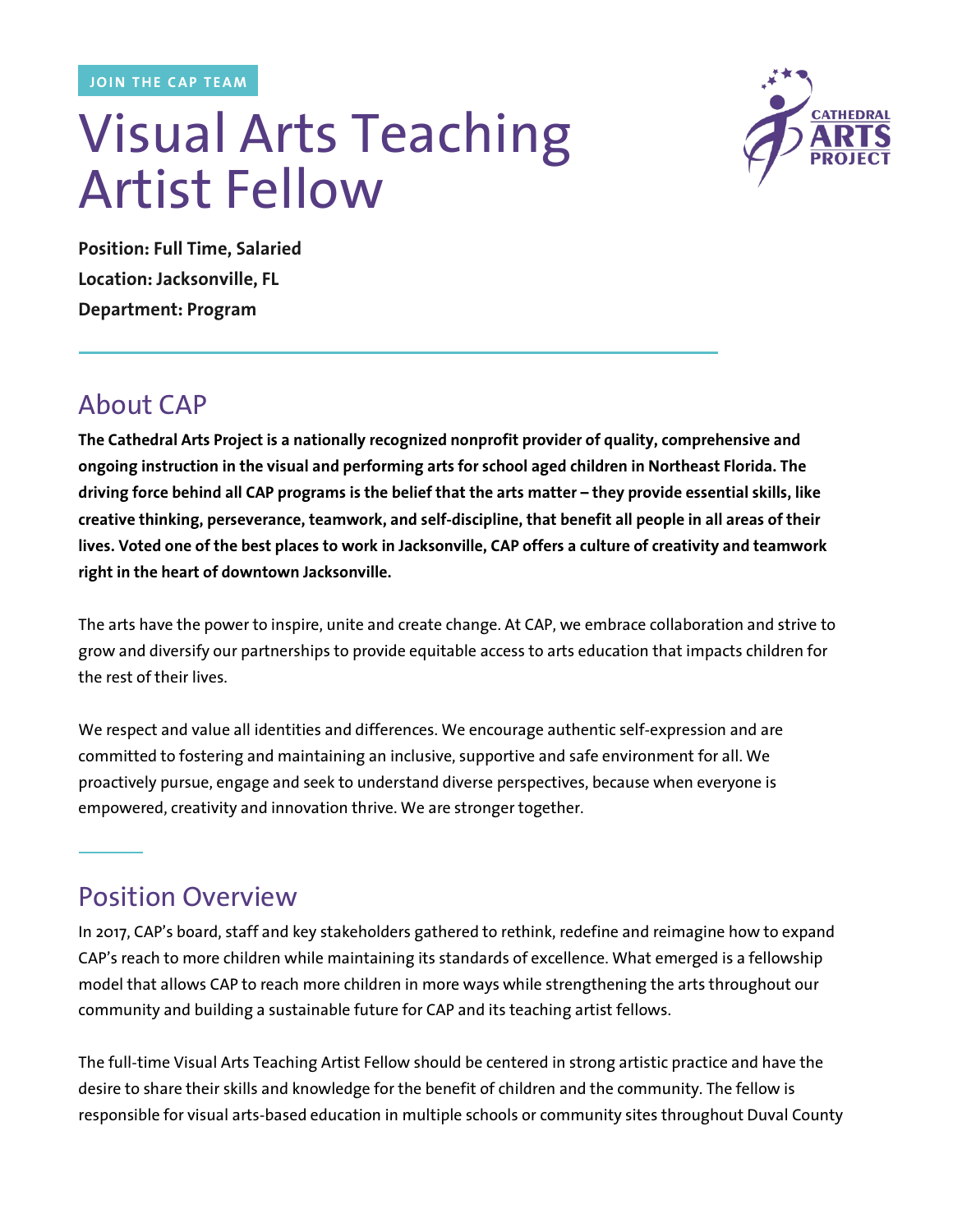JOIN THE CAP TEAM

# Visual Arts Teaching Artist Fellow

**Position: Full Time, Salaried**
**Location: Jacksonville, FL**
**Department: Program**

## About CAP

**The Cathedral Arts Project is a nationally recognized nonprofit provider of quality, comprehensive and ongoing instruction in the visual and performing arts for school aged children in Northeast Florida. The driving force behind all CAP programs is the belief that the arts matter – they provide essential skills, like creative thinking, perseverance, teamwork, and self-discipline, that benefit all people in all areas of their lives. Voted one of the best places to work in Jacksonville, CAP offers a culture of creativity and teamwork right in the heart of downtown Jacksonville.**

The arts have the power to inspire, unite and create change. At CAP, we embrace collaboration and strive to grow and diversify our partnerships to provide equitable access to arts education that impacts children for the rest of their lives.

We respect and value all identities and differences. We encourage authentic self-expression and are committed to fostering and maintaining an inclusive, supportive and safe environment for all. We proactively pursue, engage and seek to understand diverse perspectives, because when everyone is empowered, creativity and innovation thrive. We are stronger together.

## Position Overview

In 2017, CAP's board, staff and key stakeholders gathered to rethink, redefine and reimagine how to expand CAP's reach to more children while maintaining its standards of excellence. What emerged is a fellowship model that allows CAP to reach more children in more ways while strengthening the arts throughout our community and building a sustainable future for CAP and its teaching artist fellows.

The full-time Visual Arts Teaching Artist Fellow should be centered in strong artistic practice and have the desire to share their skills and knowledge for the benefit of children and the community. The fellow is responsible for visual arts-based education in multiple schools or community sites throughout Duval County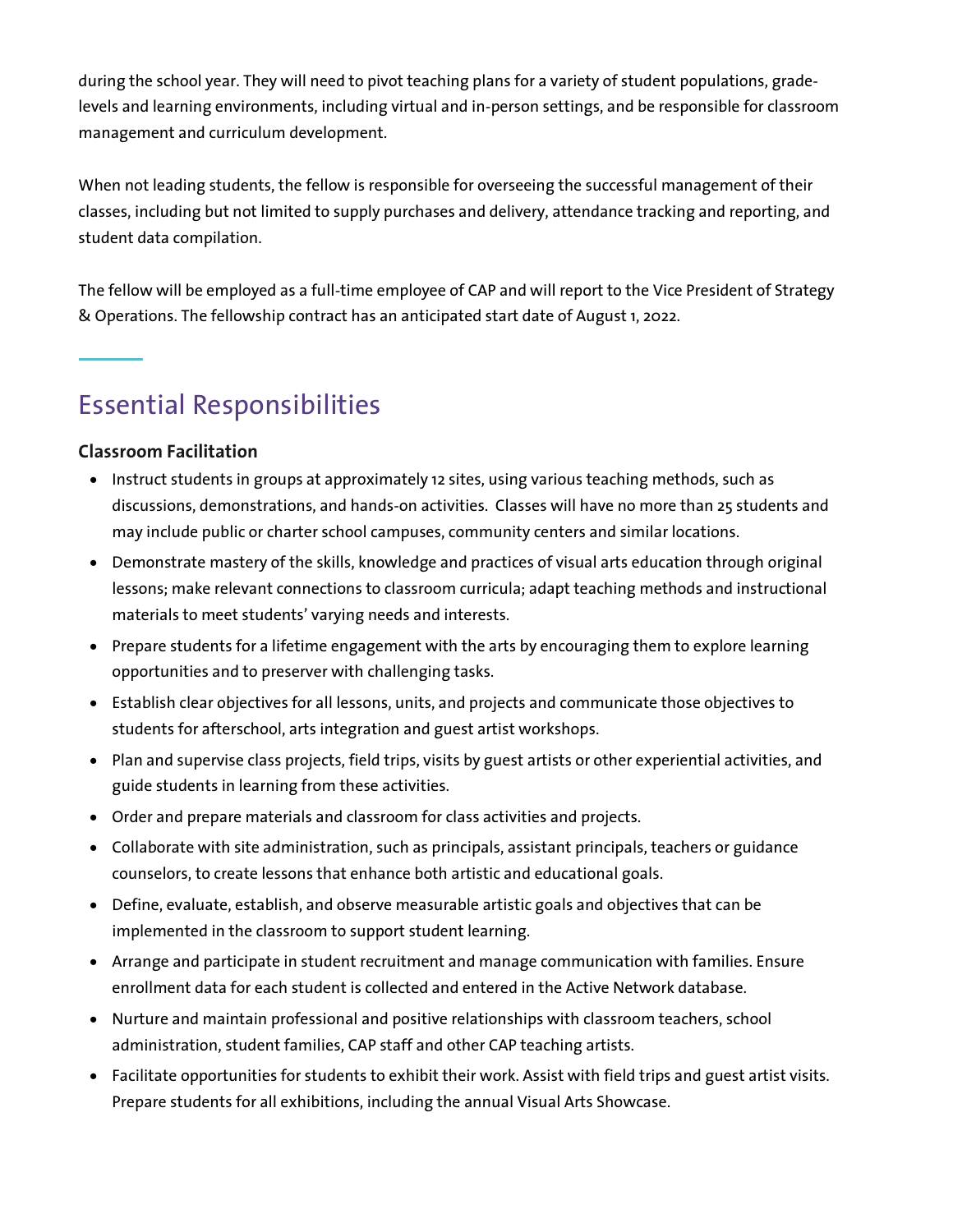during the school year. They will need to pivot teaching plans for a variety of student populations, grade-levels and learning environments, including virtual and in-person settings, and be responsible for classroom management and curriculum development.

When not leading students, the fellow is responsible for overseeing the successful management of their classes, including but not limited to supply purchases and delivery, attendance tracking and reporting, and student data compilation.

The fellow will be employed as a full-time employee of CAP and will report to the Vice President of Strategy & Operations. The fellowship contract has an anticipated start date of August 1, 2022.

## Essential Responsibilities

### Classroom Facilitation

- Instruct students in groups at approximately 12 sites, using various teaching methods, such as discussions, demonstrations, and hands-on activities. Classes will have no more than 25 students and may include public or charter school campuses, community centers and similar locations.
- Demonstrate mastery of the skills, knowledge and practices of visual arts education through original lessons; make relevant connections to classroom curricula; adapt teaching methods and instructional materials to meet students' varying needs and interests.
- Prepare students for a lifetime engagement with the arts by encouraging them to explore learning opportunities and to preserver with challenging tasks.
- Establish clear objectives for all lessons, units, and projects and communicate those objectives to students for afterschool, arts integration and guest artist workshops.
- Plan and supervise class projects, field trips, visits by guest artists or other experiential activities, and guide students in learning from these activities.
- Order and prepare materials and classroom for class activities and projects.
- Collaborate with site administration, such as principals, assistant principals, teachers or guidance counselors, to create lessons that enhance both artistic and educational goals.
- Define, evaluate, establish, and observe measurable artistic goals and objectives that can be implemented in the classroom to support student learning.
- Arrange and participate in student recruitment and manage communication with families. Ensure enrollment data for each student is collected and entered in the Active Network database.
- Nurture and maintain professional and positive relationships with classroom teachers, school administration, student families, CAP staff and other CAP teaching artists.
- Facilitate opportunities for students to exhibit their work. Assist with field trips and guest artist visits. Prepare students for all exhibitions, including the annual Visual Arts Showcase.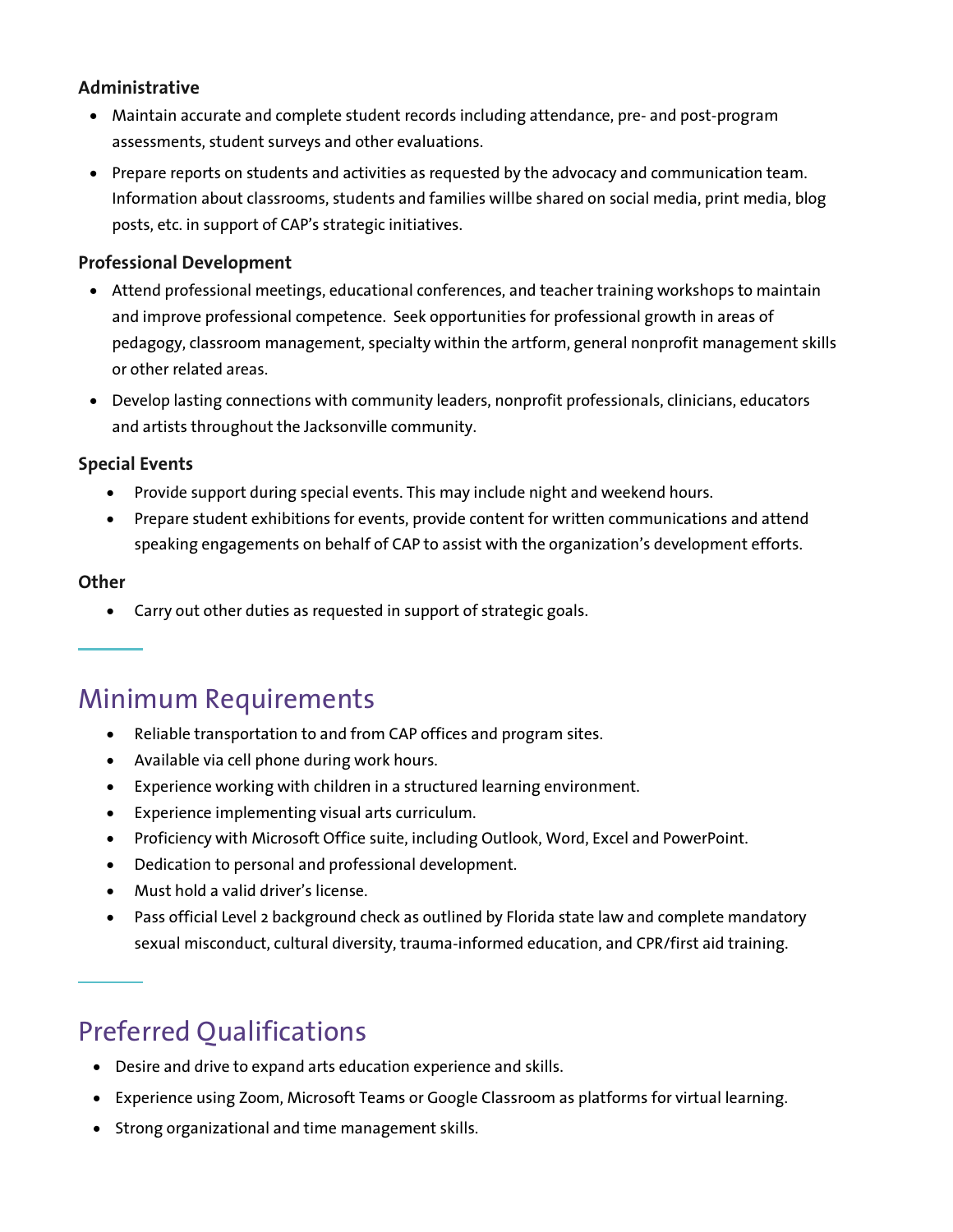### Administrative

- Maintain accurate and complete student records including attendance, pre- and post-program assessments, student surveys and other evaluations.
- Prepare reports on students and activities as requested by the advocacy and communication team. Information about classrooms, students and families willbe shared on social media, print media, blog posts, etc. in support of CAP's strategic initiatives.

### Professional Development

- Attend professional meetings, educational conferences, and teacher training workshops to maintain and improve professional competence. Seek opportunities for professional growth in areas of pedagogy, classroom management, specialty within the artform, general nonprofit management skills or other related areas.
- Develop lasting connections with community leaders, nonprofit professionals, clinicians, educators and artists throughout the Jacksonville community.

### Special Events

- Provide support during special events. This may include night and weekend hours.
- Prepare student exhibitions for events, provide content for written communications and attend speaking engagements on behalf of CAP to assist with the organization's development efforts.

### Other

- Carry out other duties as requested in support of strategic goals.

## Minimum Requirements

- Reliable transportation to and from CAP offices and program sites.
- Available via cell phone during work hours.
- Experience working with children in a structured learning environment.
- Experience implementing visual arts curriculum.
- Proficiency with Microsoft Office suite, including Outlook, Word, Excel and PowerPoint.
- Dedication to personal and professional development.
- Must hold a valid driver's license.
- Pass official Level 2 background check as outlined by Florida state law and complete mandatory sexual misconduct, cultural diversity, trauma-informed education, and CPR/first aid training.

## Preferred Qualifications

- Desire and drive to expand arts education experience and skills.
- Experience using Zoom, Microsoft Teams or Google Classroom as platforms for virtual learning.
- Strong organizational and time management skills.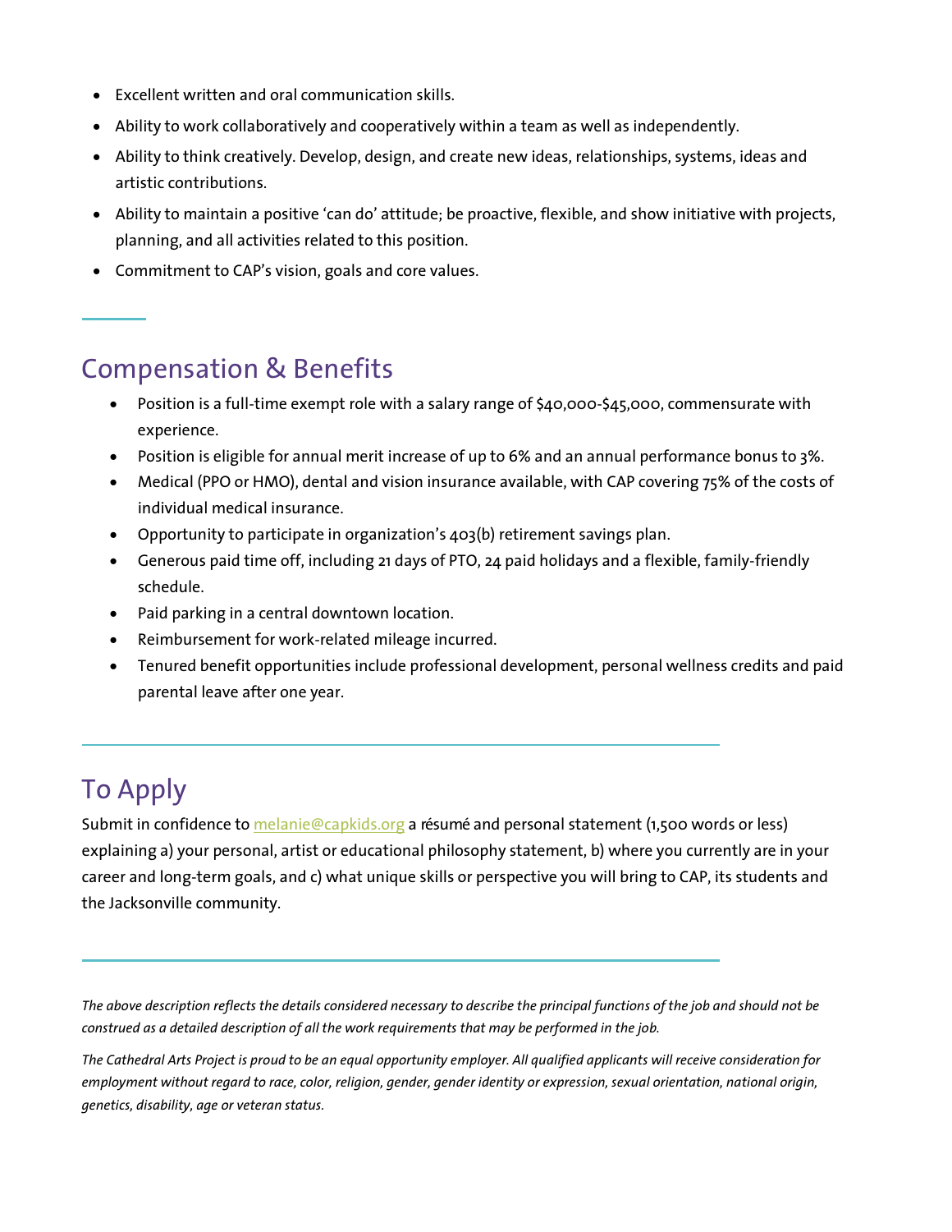- Excellent written and oral communication skills.
- Ability to work collaboratively and cooperatively within a team as well as independently.
- Ability to think creatively. Develop, design, and create new ideas, relationships, systems, ideas and artistic contributions.
- Ability to maintain a positive 'can do' attitude; be proactive, flexible, and show initiative with projects, planning, and all activities related to this position.
- Commitment to CAP's vision, goals and core values.

## Compensation & Benefits

- Position is a full-time exempt role with a salary range of $40,000-$45,000, commensurate with experience.
- Position is eligible for annual merit increase of up to 6% and an annual performance bonus to 3%.
- Medical (PPO or HMO), dental and vision insurance available, with CAP covering 75% of the costs of individual medical insurance.
- Opportunity to participate in organization's 403(b) retirement savings plan.
- Generous paid time off, including 21 days of PTO, 24 paid holidays and a flexible, family-friendly schedule.
- Paid parking in a central downtown location.
- Reimbursement for work-related mileage incurred.
- Tenured benefit opportunities include professional development, personal wellness credits and paid parental leave after one year.

## To Apply

Submit in confidence to melanie@capkids.org a résumé and personal statement (1,500 words or less) explaining a) your personal, artist or educational philosophy statement, b) where you currently are in your career and long-term goals, and c) what unique skills or perspective you will bring to CAP, its students and the Jacksonville community.

*The above description reflects the details considered necessary to describe the principal functions of the job and should not be construed as a detailed description of all the work requirements that may be performed in the job.*

*The Cathedral Arts Project is proud to be an equal opportunity employer. All qualified applicants will receive consideration for employment without regard to race, color, religion, gender, gender identity or expression, sexual orientation, national origin, genetics, disability, age or veteran status.*